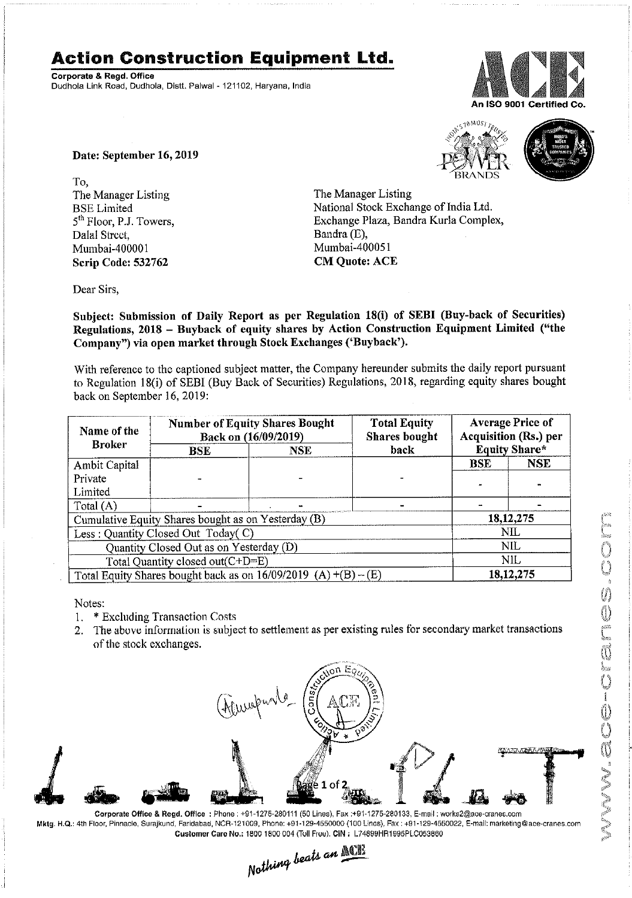# Action Construction Equipment Ltd.

**Corporate & Regd. Office**
Dudhola Link Road, Dudhola, Distt. Palwal - 121102, Haryana, India

An ISO 9001 Certified Co.

**Date: September 16, 2019**

To,
The Manager Listing
BSE Limited
5th Floor, P.J. Towers,
Dalal Street,
Mumbai-400001
**Scrip Code: 532762**

The Manager Listing
National Stock Exchange of India Ltd.
Exchange Plaza, Bandra Kurla Complex,
Bandra (E),
Mumbai-400051
**CM Quote: ACE**

Dear Sirs,

**Subject: Submission of Daily Report as per Regulation 18(i) of SEBI (Buy-back of Securities) Regulations, 2018 – Buyback of equity shares by Action Construction Equipment Limited ("the Company") via open market through Stock Exchanges ('Buyback').**

With reference to the captioned subject matter, the Company hereunder submits the daily report pursuant to Regulation 18(i) of SEBI (Buy Back of Securities) Regulations, 2018, regarding equity shares bought back on September 16, 2019:

| Name of the Broker | Number of Equity Shares Bought Back on (16/09/2019) | | Total Equity Shares bought back | Average Price of Acquisition (Rs.) per Equity Share* | |
|---|---|---|---|---|---|
| | BSE | NSE | | BSE | NSE |
| Ambit Capital Private Limited | - | - | - | - | - |
| Total (A) | - | - | - | - | - |
| Cumulative Equity Shares bought as on Yesterday (B) | | | | 18,12,275 | |
| Less : Quantity Closed Out Today( C) | | | | NIL | |
| Quantity Closed Out as on Yesterday (D) | | | | NIL | |
| Total Quantity closed out(C+D=E) | | | | NIL | |
| Total Equity Shares bought back as on 16/09/2019 (A) +(B) – (E) | | | | 18,12,275 | |

Notes:
1. * Excluding Transaction Costs
2. The above information is subject to settlement as per existing rules for secondary market transactions of the stock exchanges.

Corporate Office & Regd. Office : Phone : +91-1275-280111 (50 Lines), Fax :+91-1275-280133, E-mail : works2@ace-cranes.com
Mktg. H.Q.: 4th Floor, Pinnacle, Surajkund, Faridabad, NCR-121009, Phone: +91-129-4550000 (100 Lines), Fax : +91-129-4550022, E-mail: marketing@ace-cranes.com
Customer Care No.: 1800 1800 004 (Toll Free), CIN : L74899HR1995PLC053860

*Nothing beats an ACE*

www.ace-cranes.com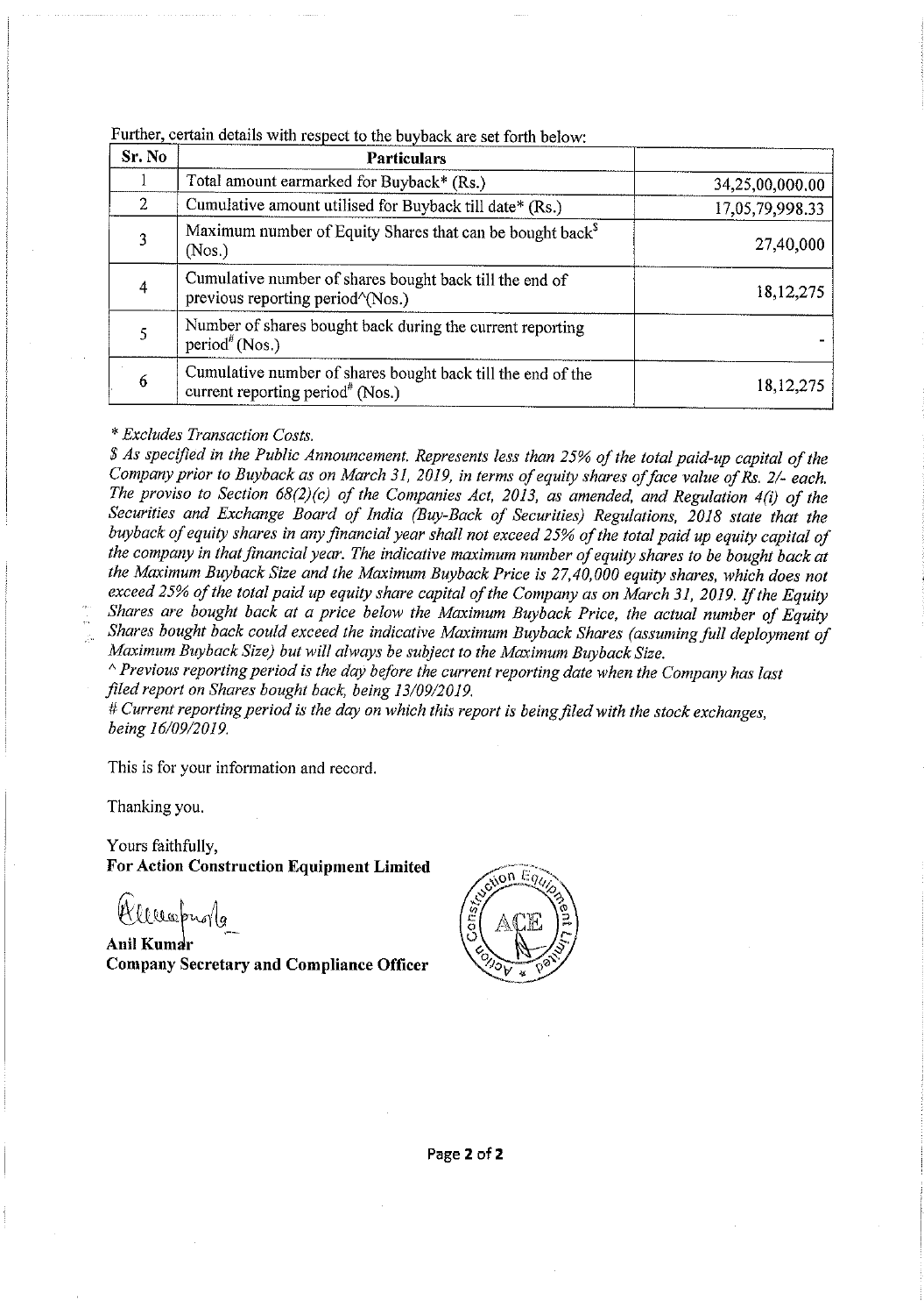Further, certain details with respect to the buyback are set forth below:

| Sr. No | Particulars | |
|---|---|---|
| 1 | Total amount earmarked for Buyback* (Rs.) | 34,25,00,000.00 |
| 2 | Cumulative amount utilised for Buyback till date* (Rs.) | 17,05,79,998.33 |
| 3 | Maximum number of Equity Shares that can be bought back$ (Nos.) | 27,40,000 |
| 4 | Cumulative number of shares bought back till the end of previous reporting period^(Nos.) | 18,12,275 |
| 5 | Number of shares bought back during the current reporting period# (Nos.) | - |
| 6 | Cumulative number of shares bought back till the end of the current reporting period# (Nos.) | 18,12,275 |

*\* Excludes Transaction Costs.*

*$ As specified in the Public Announcement. Represents less than 25% of the total paid-up capital of the Company prior to Buyback as on March 31, 2019, in terms of equity shares of face value of Rs. 2/- each. The proviso to Section 68(2)(c) of the Companies Act, 2013, as amended, and Regulation 4(i) of the Securities and Exchange Board of India (Buy-Back of Securities) Regulations, 2018 state that the buyback of equity shares in any financial year shall not exceed 25% of the total paid up equity capital of the company in that financial year. The indicative maximum number of equity shares to be bought back at the Maximum Buyback Size and the Maximum Buyback Price is 27,40,000 equity shares, which does not exceed 25% of the total paid up equity share capital of the Company as on March 31, 2019. If the Equity Shares are bought back at a price below the Maximum Buyback Price, the actual number of Equity Shares bought back could exceed the indicative Maximum Buyback Shares (assuming full deployment of Maximum Buyback Size) but will always be subject to the Maximum Buyback Size.*

*^ Previous reporting period is the day before the current reporting date when the Company has last filed report on Shares bought back, being 13/09/2019.*

*# Current reporting period is the day on which this report is being filed with the stock exchanges, being 16/09/2019.*

This is for your information and record.

Thanking you.

Yours faithfully,
**For Action Construction Equipment Limited**

**Anil Kumar**
**Company Secretary and Compliance Officer**